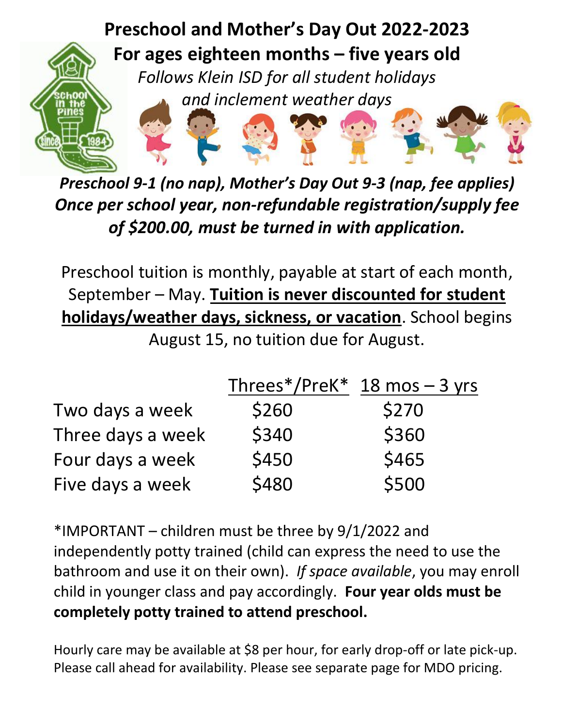# Preschool and Mother's Day Out 2022-2023

## For ages eighteen months – five years old

*Follows Klein ISD for all student holidays and inclement weather days*

***Preschool 9-1 (no nap), Mother's Day Out 9-3 (nap, fee applies) Once per school year, non-refundable registration/supply fee of $200.00, must be turned in with application.***

Preschool tuition is monthly, payable at start of each month, September – May. **Tuition is never discounted for student holidays/weather days, sickness, or vacation**. School begins August 15, no tuition due for August.

| | Threes*/PreK* | 18 mos – 3 yrs |
|---|---|---|
| Two days a week | $260 | $270 |
| Three days a week | $340 | $360 |
| Four days a week | $450 | $465 |
| Five days a week | $480 | $500 |

*IMPORTANT – children must be three by 9/1/2022 and independently potty trained (child can express the need to use the bathroom and use it on their own). *If space available*, you may enroll child in younger class and pay accordingly. **Four year olds must be completely potty trained to attend preschool.**

Hourly care may be available at $8 per hour, for early drop-off or late pick-up. Please call ahead for availability. Please see separate page for MDO pricing.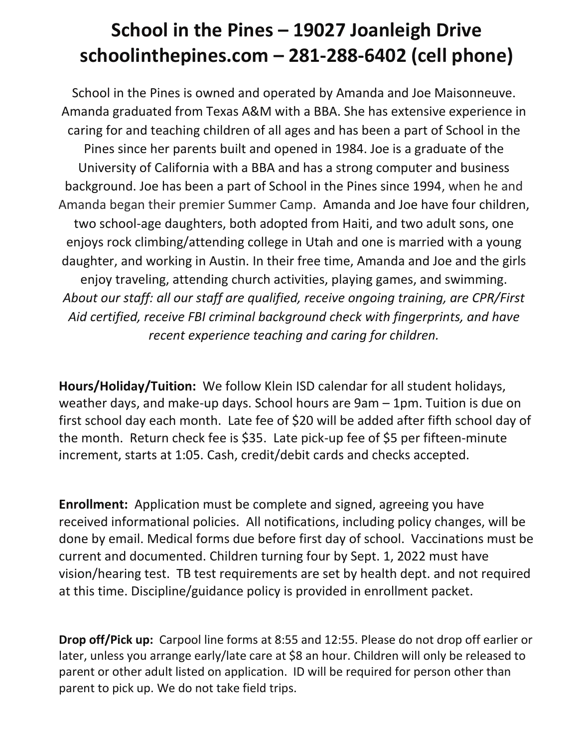# School in the Pines – 19027 Joanleigh Drive
# schoolinthepines.com – 281-288-6402 (cell phone)

School in the Pines is owned and operated by Amanda and Joe Maisonneuve. Amanda graduated from Texas A&M with a BBA. She has extensive experience in caring for and teaching children of all ages and has been a part of School in the Pines since her parents built and opened in 1984. Joe is a graduate of the University of California with a BBA and has a strong computer and business background. Joe has been a part of School in the Pines since 1994, when he and Amanda began their premier Summer Camp. Amanda and Joe have four children, two school-age daughters, both adopted from Haiti, and two adult sons, one enjoys rock climbing/attending college in Utah and one is married with a young daughter, and working in Austin. In their free time, Amanda and Joe and the girls enjoy traveling, attending church activities, playing games, and swimming. *About our staff: all our staff are qualified, receive ongoing training, are CPR/First Aid certified, receive FBI criminal background check with fingerprints, and have recent experience teaching and caring for children.*

**Hours/Holiday/Tuition:** We follow Klein ISD calendar for all student holidays, weather days, and make-up days. School hours are 9am – 1pm. Tuition is due on first school day each month. Late fee of $20 will be added after fifth school day of the month. Return check fee is $35. Late pick-up fee of $5 per fifteen-minute increment, starts at 1:05. Cash, credit/debit cards and checks accepted.

**Enrollment:** Application must be complete and signed, agreeing you have received informational policies. All notifications, including policy changes, will be done by email. Medical forms due before first day of school. Vaccinations must be current and documented. Children turning four by Sept. 1, 2022 must have vision/hearing test. TB test requirements are set by health dept. and not required at this time. Discipline/guidance policy is provided in enrollment packet.

**Drop off/Pick up:** Carpool line forms at 8:55 and 12:55. Please do not drop off earlier or later, unless you arrange early/late care at $8 an hour. Children will only be released to parent or other adult listed on application. ID will be required for person other than parent to pick up. We do not take field trips.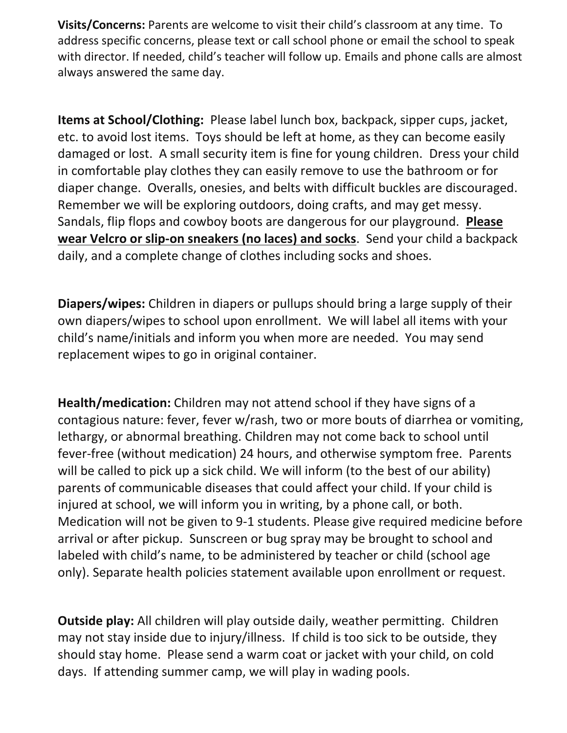**Visits/Concerns:** Parents are welcome to visit their child's classroom at any time. To address specific concerns, please text or call school phone or email the school to speak with director. If needed, child's teacher will follow up. Emails and phone calls are almost always answered the same day.

**Items at School/Clothing:** Please label lunch box, backpack, sipper cups, jacket, etc. to avoid lost items. Toys should be left at home, as they can become easily damaged or lost. A small security item is fine for young children. Dress your child in comfortable play clothes they can easily remove to use the bathroom or for diaper change. Overalls, onesies, and belts with difficult buckles are discouraged. Remember we will be exploring outdoors, doing crafts, and may get messy. Sandals, flip flops and cowboy boots are dangerous for our playground. **<u>Please wear Velcro or slip-on sneakers (no laces) and socks</u>**. Send your child a backpack daily, and a complete change of clothes including socks and shoes.

**Diapers/wipes:** Children in diapers or pullups should bring a large supply of their own diapers/wipes to school upon enrollment. We will label all items with your child's name/initials and inform you when more are needed. You may send replacement wipes to go in original container.

**Health/medication:** Children may not attend school if they have signs of a contagious nature: fever, fever w/rash, two or more bouts of diarrhea or vomiting, lethargy, or abnormal breathing. Children may not come back to school until fever-free (without medication) 24 hours, and otherwise symptom free. Parents will be called to pick up a sick child. We will inform (to the best of our ability) parents of communicable diseases that could affect your child. If your child is injured at school, we will inform you in writing, by a phone call, or both. Medication will not be given to 9-1 students. Please give required medicine before arrival or after pickup. Sunscreen or bug spray may be brought to school and labeled with child's name, to be administered by teacher or child (school age only). Separate health policies statement available upon enrollment or request.

**Outside play:** All children will play outside daily, weather permitting. Children may not stay inside due to injury/illness. If child is too sick to be outside, they should stay home. Please send a warm coat or jacket with your child, on cold days. If attending summer camp, we will play in wading pools.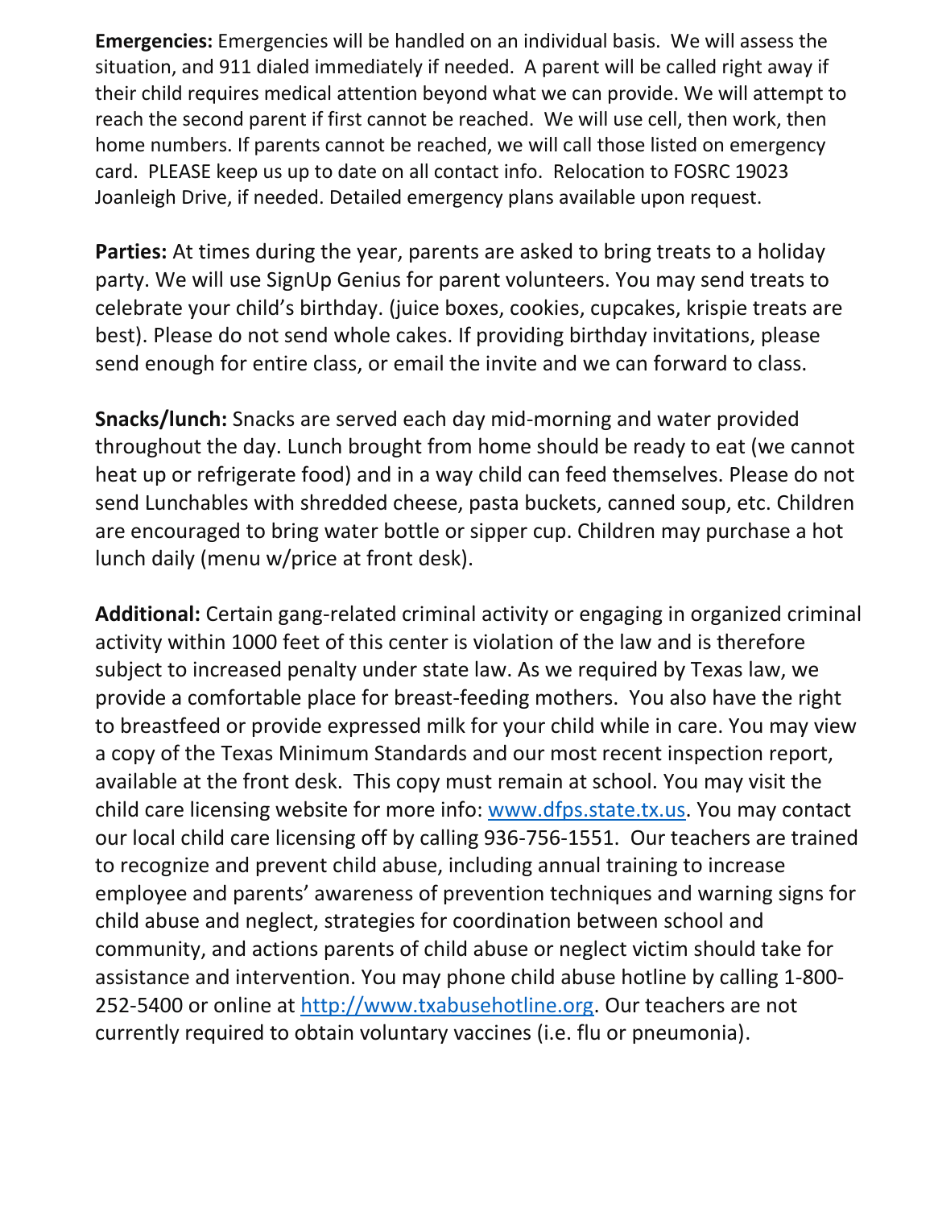**Emergencies:** Emergencies will be handled on an individual basis. We will assess the situation, and 911 dialed immediately if needed. A parent will be called right away if their child requires medical attention beyond what we can provide. We will attempt to reach the second parent if first cannot be reached. We will use cell, then work, then home numbers. If parents cannot be reached, we will call those listed on emergency card. PLEASE keep us up to date on all contact info. Relocation to FOSRC 19023 Joanleigh Drive, if needed. Detailed emergency plans available upon request.

**Parties:** At times during the year, parents are asked to bring treats to a holiday party. We will use SignUp Genius for parent volunteers. You may send treats to celebrate your child's birthday. (juice boxes, cookies, cupcakes, krispie treats are best). Please do not send whole cakes. If providing birthday invitations, please send enough for entire class, or email the invite and we can forward to class.

**Snacks/lunch:** Snacks are served each day mid-morning and water provided throughout the day. Lunch brought from home should be ready to eat (we cannot heat up or refrigerate food) and in a way child can feed themselves. Please do not send Lunchables with shredded cheese, pasta buckets, canned soup, etc. Children are encouraged to bring water bottle or sipper cup. Children may purchase a hot lunch daily (menu w/price at front desk).

**Additional:** Certain gang-related criminal activity or engaging in organized criminal activity within 1000 feet of this center is violation of the law and is therefore subject to increased penalty under state law. As we required by Texas law, we provide a comfortable place for breast-feeding mothers. You also have the right to breastfeed or provide expressed milk for your child while in care. You may view a copy of the Texas Minimum Standards and our most recent inspection report, available at the front desk. This copy must remain at school. You may visit the child care licensing website for more info: [www.dfps.state.tx.us](www.dfps.state.tx.us). You may contact our local child care licensing off by calling 936-756-1551. Our teachers are trained to recognize and prevent child abuse, including annual training to increase employee and parents' awareness of prevention techniques and warning signs for child abuse and neglect, strategies for coordination between school and community, and actions parents of child abuse or neglect victim should take for assistance and intervention. You may phone child abuse hotline by calling 1-800-252-5400 or online at [http://www.txabusehotline.org](http://www.txabusehotline.org). Our teachers are not currently required to obtain voluntary vaccines (i.e. flu or pneumonia).